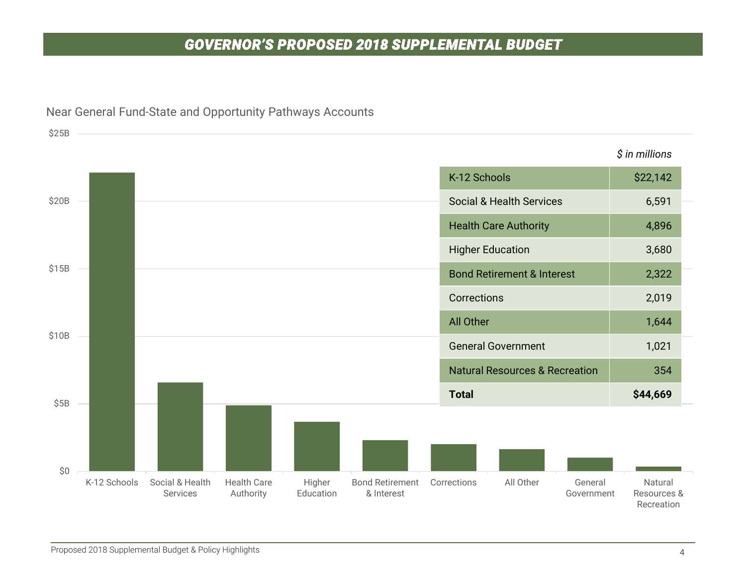# GOVERNOR'S PROPOSED 2018 SUPPLEMENTAL BUDGET

Near General Fund-State and Opportunity Pathways Accounts

*$ in millions*

| | |
|---|---|
| K-12 Schools | $22,142 |
| Social & Health Services | 6,591 |
| Health Care Authority | 4,896 |
| Higher Education | 3,680 |
| Bond Retirement & Interest | 2,322 |
| Corrections | 2,019 |
| All Other | 1,644 |
| General Government | 1,021 |
| Natural Resources & Recreation | 354 |
| **Total** | **$44,669** |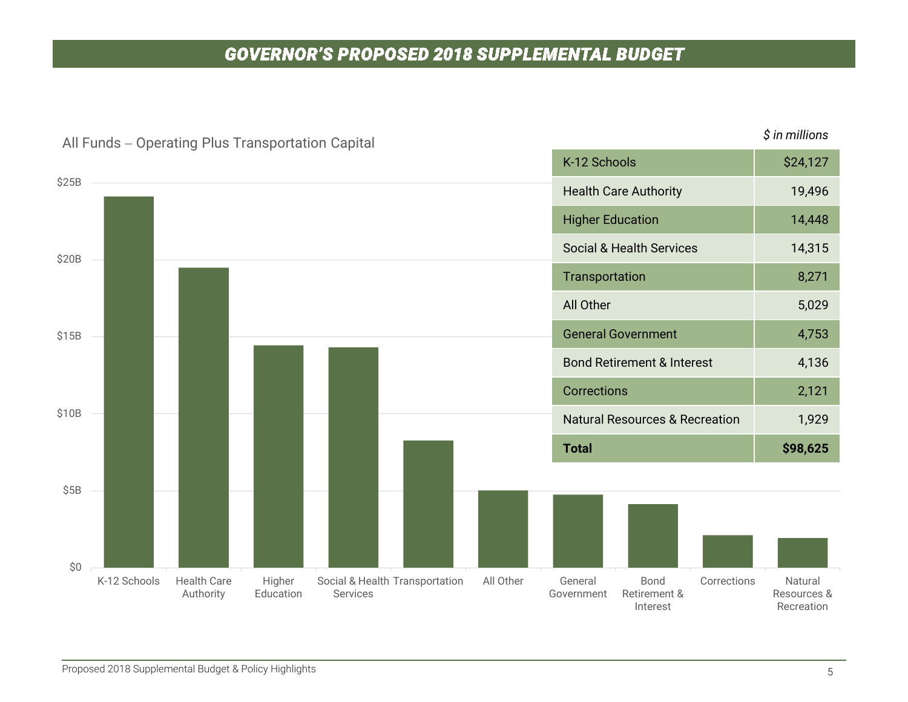# GOVERNOR'S PROPOSED 2018 SUPPLEMENTAL BUDGET

All Funds – Operating Plus Transportation Capital

*$ in millions*

| Category | Amount |
|---|---|
| K-12 Schools | $24,127 |
| Health Care Authority | 19,496 |
| Higher Education | 14,448 |
| Social & Health Services | 14,315 |
| Transportation | 8,271 |
| All Other | 5,029 |
| General Government | 4,753 |
| Bond Retirement & Interest | 4,136 |
| Corrections | 2,121 |
| Natural Resources & Recreation | 1,929 |
| **Total** | **$98,625** |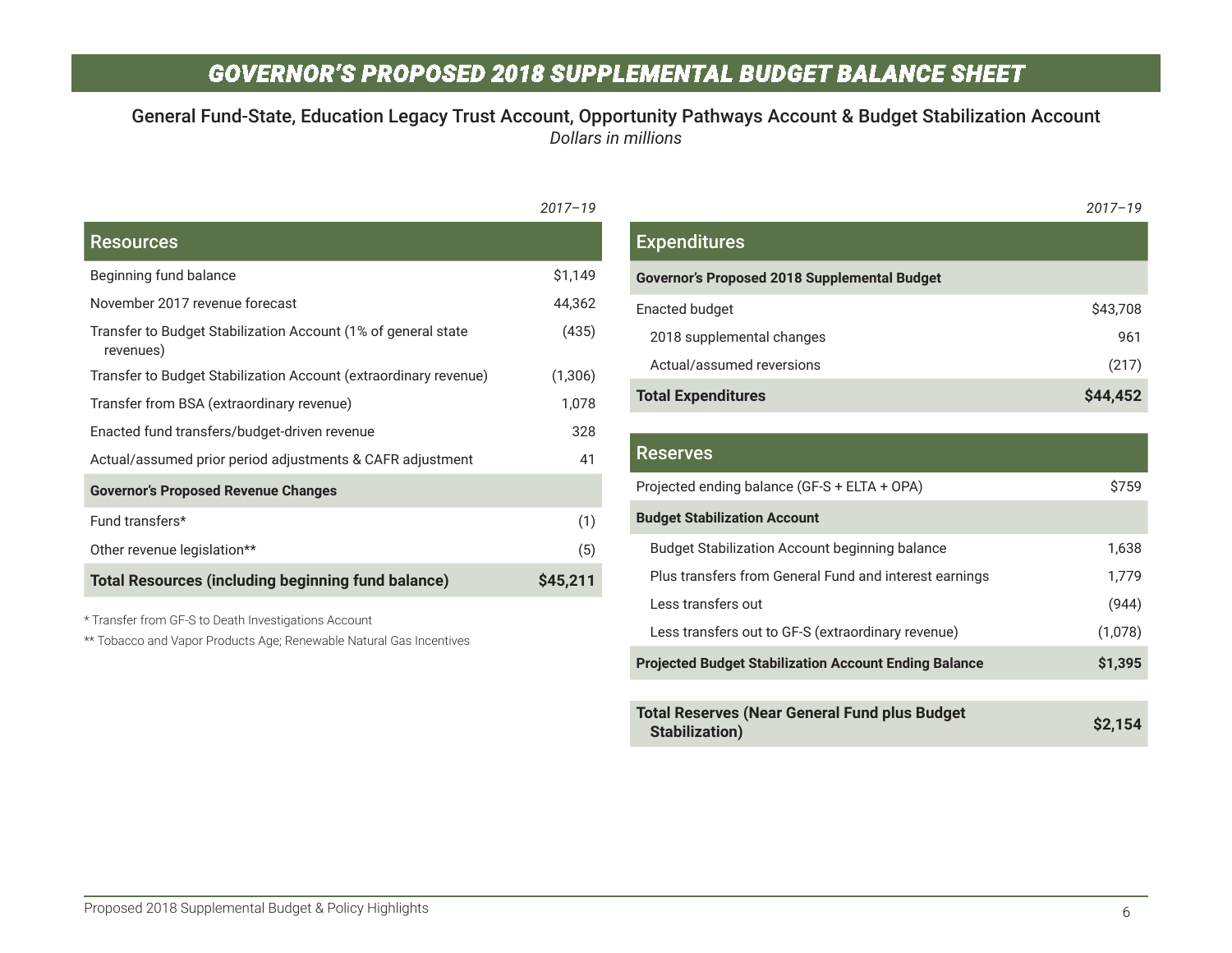# GOVERNOR'S PROPOSED 2018 SUPPLEMENTAL BUDGET BALANCE SHEET

General Fund-State, Education Legacy Trust Account, Opportunity Pathways Account & Budget Stabilization Account

*Dollars in millions*

| Resources | *2017–19* |
|---|---|
| Beginning fund balance | $1,149 |
| November 2017 revenue forecast | 44,362 |
| Transfer to Budget Stabilization Account (1% of general state revenues) | (435) |
| Transfer to Budget Stabilization Account (extraordinary revenue) | (1,306) |
| Transfer from BSA (extraordinary revenue) | 1,078 |
| Enacted fund transfers/budget-driven revenue | 328 |
| Actual/assumed prior period adjustments & CAFR adjustment | 41 |
| **Governor's Proposed Revenue Changes** | |
| Fund transfers* | (1) |
| Other revenue legislation** | (5) |
| **Total Resources (including beginning fund balance)** | **$45,211** |

\* Transfer from GF-S to Death Investigations Account

\*\* Tobacco and Vapor Products Age; Renewable Natural Gas Incentives

| Expenditures | *2017–19* |
|---|---|
| **Governor's Proposed 2018 Supplemental Budget** | |
| Enacted budget | $43,708 |
| 2018 supplemental changes | 961 |
| Actual/assumed reversions | (217) |
| **Total Expenditures** | **$44,452** |

| Reserves | *2017–19* |
|---|---|
| Projected ending balance (GF-S + ELTA + OPA) | $759 |
| **Budget Stabilization Account** | |
| Budget Stabilization Account beginning balance | 1,638 |
| Plus transfers from General Fund and interest earnings | 1,779 |
| Less transfers out | (944) |
| Less transfers out to GF-S (extraordinary revenue) | (1,078) |
| **Projected Budget Stabilization Account Ending Balance** | **$1,395** |
| **Total Reserves (Near General Fund plus Budget Stabilization)** | **$2,154** |